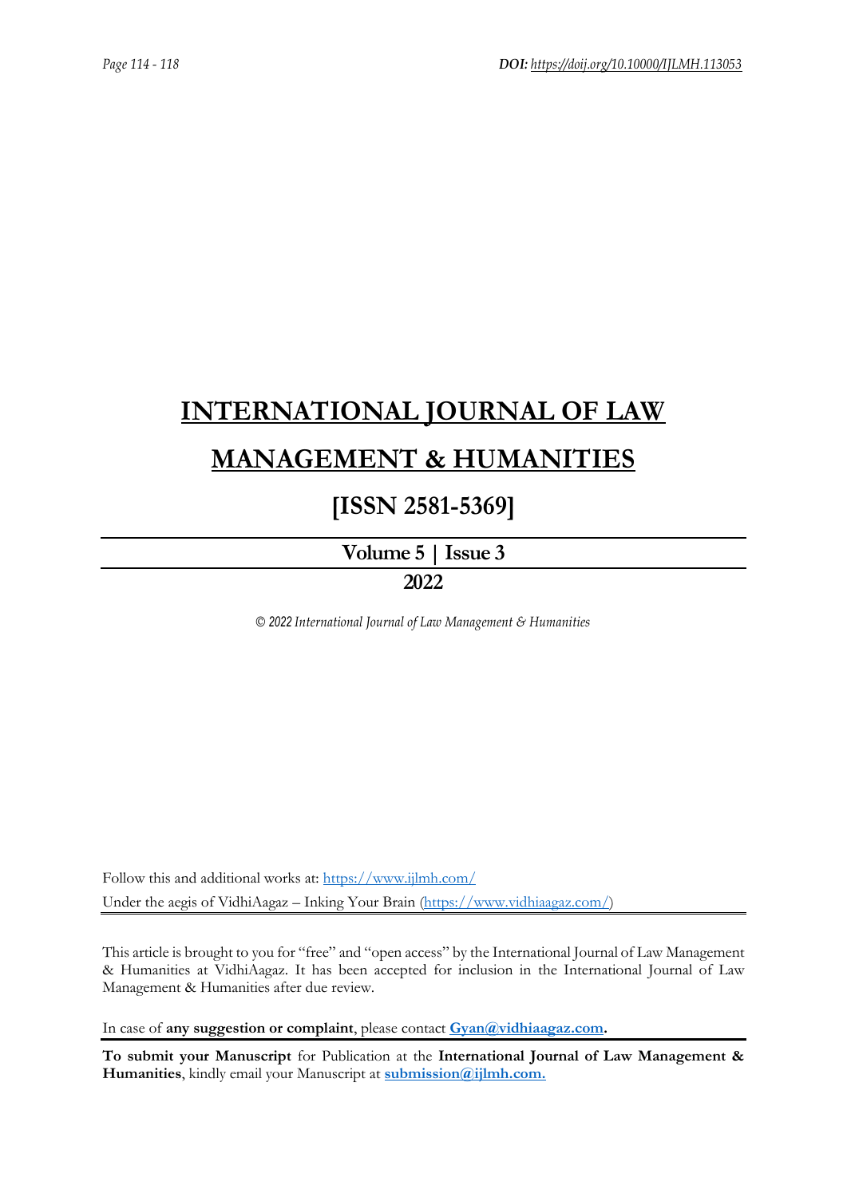# INTERNATIONAL JOURNAL OF LAW MANAGEMENT & HUMANITIES

## [ISSN 2581-5369]

**Volume 5 | Issue 3**

**2022**

*© 2022 International Journal of Law Management & Humanities*

Follow this and additional works at: https://www.ijlmh.com/
Under the aegis of VidhiAagaz – Inking Your Brain (https://www.vidhiaagaz.com/)

This article is brought to you for "free" and "open access" by the International Journal of Law Management & Humanities at VidhiAagaz. It has been accepted for inclusion in the International Journal of Law Management & Humanities after due review.

In case of **any suggestion or complaint**, please contact **Gyan@vidhiaagaz.com.**

**To submit your Manuscript** for Publication at the **International Journal of Law Management & Humanities**, kindly email your Manuscript at **submission@ijlmh.com.**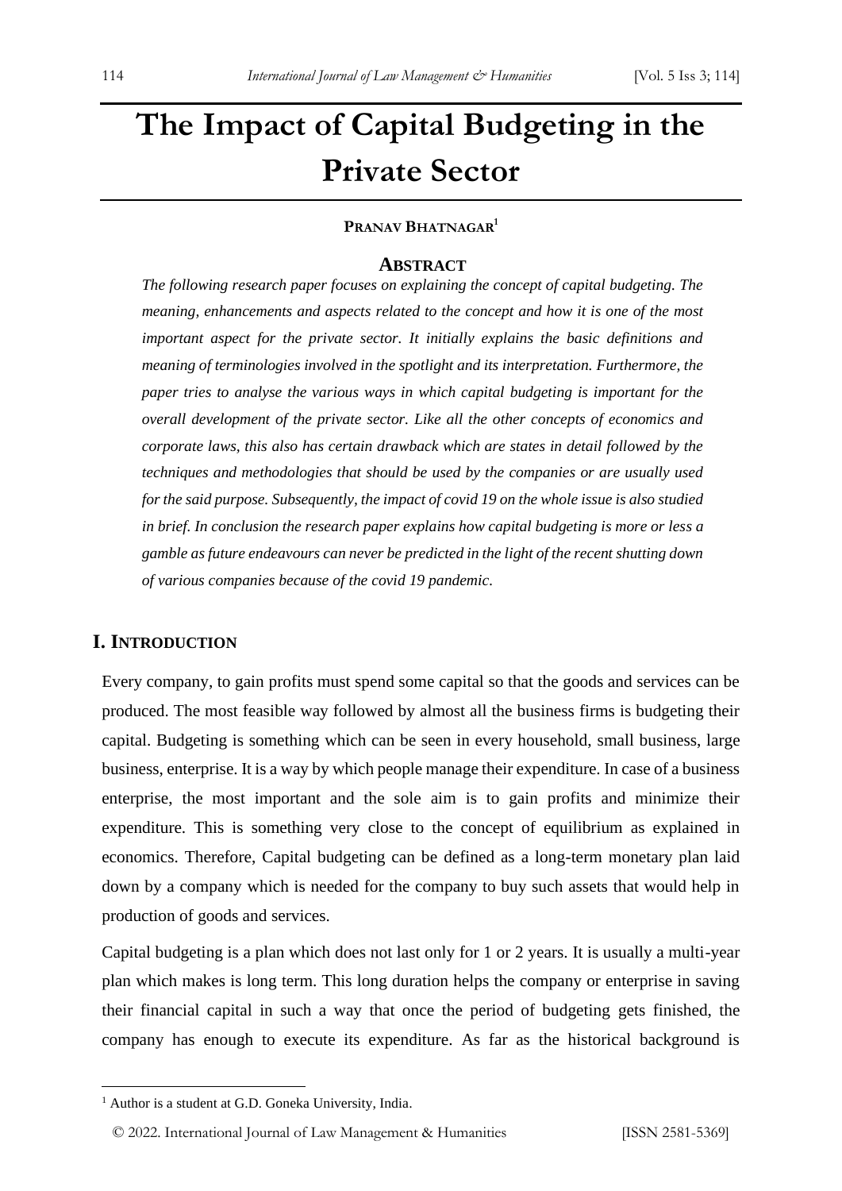# The Impact of Capital Budgeting in the Private Sector

**Pranav Bhatnagar**[1]

## Abstract

*The following research paper focuses on explaining the concept of capital budgeting. The meaning, enhancements and aspects related to the concept and how it is one of the most important aspect for the private sector. It initially explains the basic definitions and meaning of terminologies involved in the spotlight and its interpretation. Furthermore, the paper tries to analyse the various ways in which capital budgeting is important for the overall development of the private sector. Like all the other concepts of economics and corporate laws, this also has certain drawback which are states in detail followed by the techniques and methodologies that should be used by the companies or are usually used for the said purpose. Subsequently, the impact of covid 19 on the whole issue is also studied in brief. In conclusion the research paper explains how capital budgeting is more or less a gamble as future endeavours can never be predicted in the light of the recent shutting down of various companies because of the covid 19 pandemic.*

## I. Introduction

Every company, to gain profits must spend some capital so that the goods and services can be produced. The most feasible way followed by almost all the business firms is budgeting their capital. Budgeting is something which can be seen in every household, small business, large business, enterprise. It is a way by which people manage their expenditure. In case of a business enterprise, the most important and the sole aim is to gain profits and minimize their expenditure. This is something very close to the concept of equilibrium as explained in economics. Therefore, Capital budgeting can be defined as a long-term monetary plan laid down by a company which is needed for the company to buy such assets that would help in production of goods and services.

Capital budgeting is a plan which does not last only for 1 or 2 years. It is usually a multi-year plan which makes is long term. This long duration helps the company or enterprise in saving their financial capital in such a way that once the period of budgeting gets finished, the company has enough to execute its expenditure. As far as the historical background is

[1] Author is a student at G.D. Goneka University, India.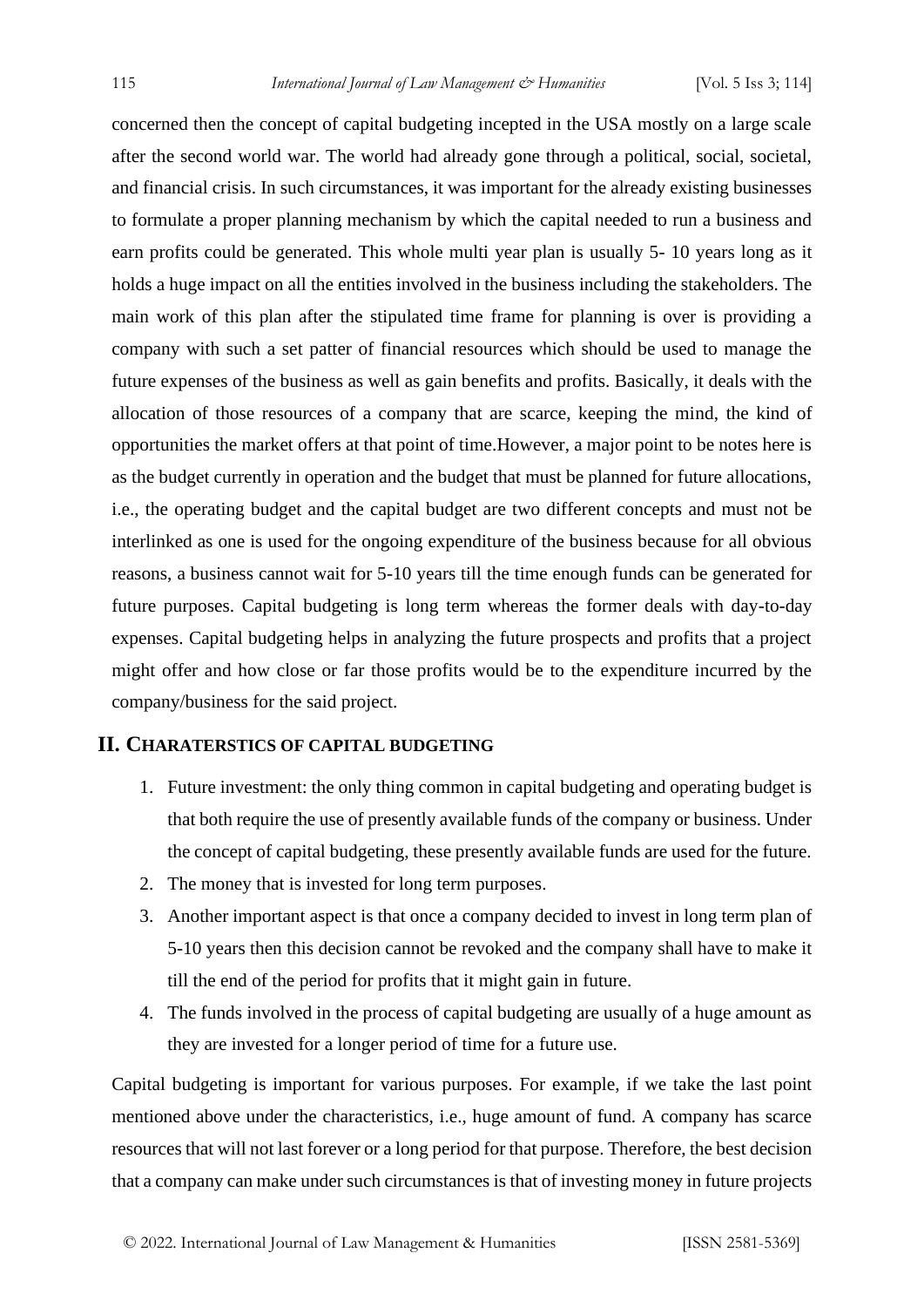concerned then the concept of capital budgeting incepted in the USA mostly on a large scale after the second world war. The world had already gone through a political, social, societal, and financial crisis. In such circumstances, it was important for the already existing businesses to formulate a proper planning mechanism by which the capital needed to run a business and earn profits could be generated. This whole multi year plan is usually 5- 10 years long as it holds a huge impact on all the entities involved in the business including the stakeholders. The main work of this plan after the stipulated time frame for planning is over is providing a company with such a set patter of financial resources which should be used to manage the future expenses of the business as well as gain benefits and profits. Basically, it deals with the allocation of those resources of a company that are scarce, keeping the mind, the kind of opportunities the market offers at that point of time.However, a major point to be notes here is as the budget currently in operation and the budget that must be planned for future allocations, i.e., the operating budget and the capital budget are two different concepts and must not be interlinked as one is used for the ongoing expenditure of the business because for all obvious reasons, a business cannot wait for 5-10 years till the time enough funds can be generated for future purposes. Capital budgeting is long term whereas the former deals with day-to-day expenses. Capital budgeting helps in analyzing the future prospects and profits that a project might offer and how close or far those profits would be to the expenditure incurred by the company/business for the said project.

## II. Charaterstics of capital budgeting

1. Future investment: the only thing common in capital budgeting and operating budget is that both require the use of presently available funds of the company or business. Under the concept of capital budgeting, these presently available funds are used for the future.
2. The money that is invested for long term purposes.
3. Another important aspect is that once a company decided to invest in long term plan of 5-10 years then this decision cannot be revoked and the company shall have to make it till the end of the period for profits that it might gain in future.
4. The funds involved in the process of capital budgeting are usually of a huge amount as they are invested for a longer period of time for a future use.

Capital budgeting is important for various purposes. For example, if we take the last point mentioned above under the characteristics, i.e., huge amount of fund. A company has scarce resources that will not last forever or a long period for that purpose. Therefore, the best decision that a company can make under such circumstances is that of investing money in future projects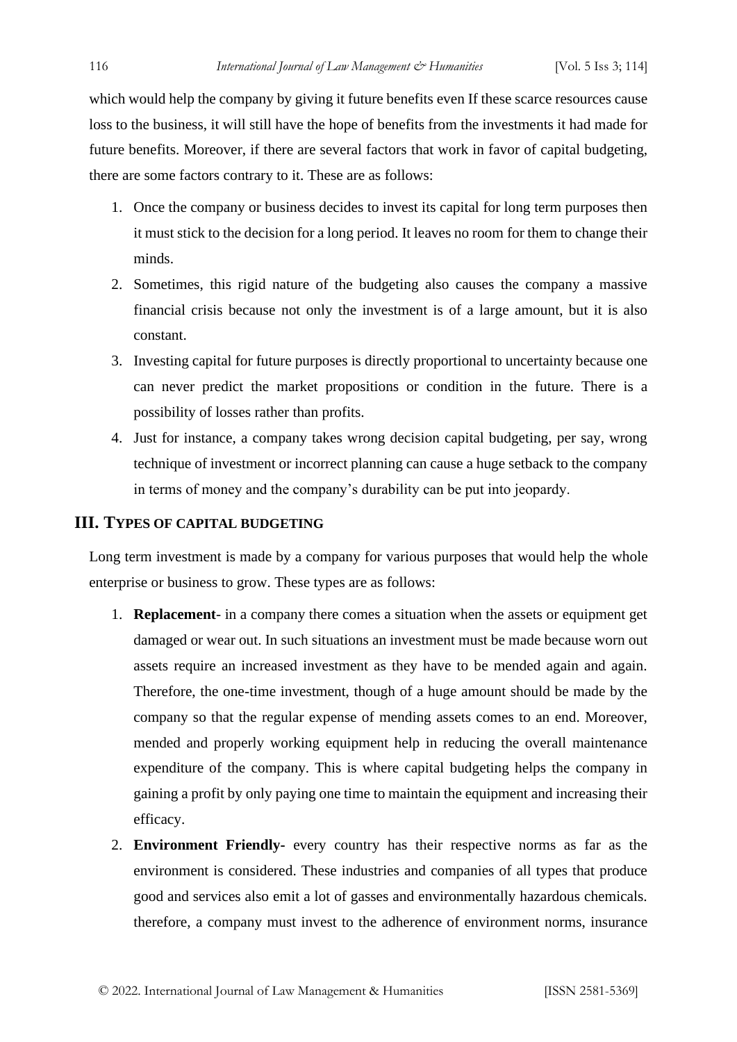which would help the company by giving it future benefits even If these scarce resources cause loss to the business, it will still have the hope of benefits from the investments it had made for future benefits. Moreover, if there are several factors that work in favor of capital budgeting, there are some factors contrary to it. These are as follows:

1. Once the company or business decides to invest its capital for long term purposes then it must stick to the decision for a long period. It leaves no room for them to change their minds.
2. Sometimes, this rigid nature of the budgeting also causes the company a massive financial crisis because not only the investment is of a large amount, but it is also constant.
3. Investing capital for future purposes is directly proportional to uncertainty because one can never predict the market propositions or condition in the future. There is a possibility of losses rather than profits.
4. Just for instance, a company takes wrong decision capital budgeting, per say, wrong technique of investment or incorrect planning can cause a huge setback to the company in terms of money and the company's durability can be put into jeopardy.

## III. TYPES OF CAPITAL BUDGETING

Long term investment is made by a company for various purposes that would help the whole enterprise or business to grow. These types are as follows:

1. **Replacement**- in a company there comes a situation when the assets or equipment get damaged or wear out. In such situations an investment must be made because worn out assets require an increased investment as they have to be mended again and again. Therefore, the one-time investment, though of a huge amount should be made by the company so that the regular expense of mending assets comes to an end. Moreover, mended and properly working equipment help in reducing the overall maintenance expenditure of the company. This is where capital budgeting helps the company in gaining a profit by only paying one time to maintain the equipment and increasing their efficacy.
2. **Environment Friendly**- every country has their respective norms as far as the environment is considered. These industries and companies of all types that produce good and services also emit a lot of gasses and environmentally hazardous chemicals. therefore, a company must invest to the adherence of environment norms, insurance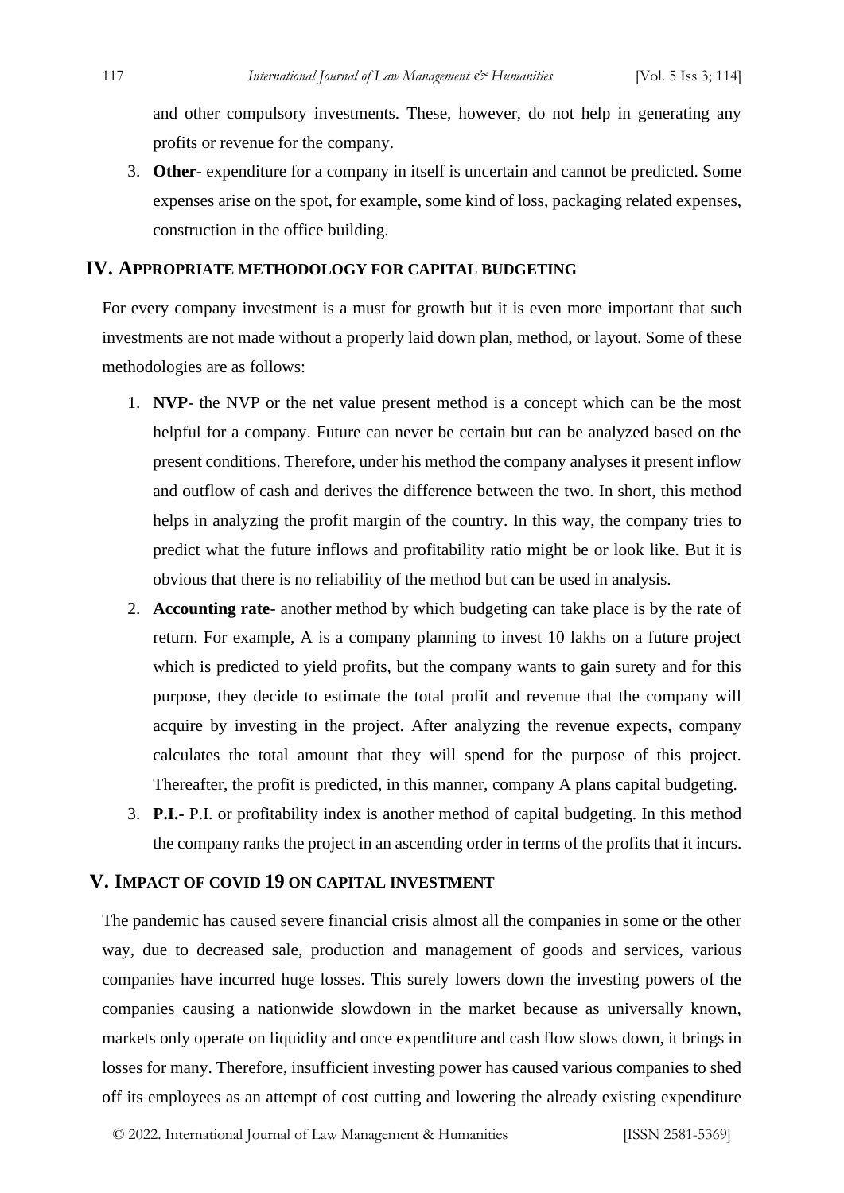and other compulsory investments. These, however, do not help in generating any profits or revenue for the company.

3. **Other**- expenditure for a company in itself is uncertain and cannot be predicted. Some expenses arise on the spot, for example, some kind of loss, packaging related expenses, construction in the office building.

## IV. Appropriate Methodology for Capital Budgeting

For every company investment is a must for growth but it is even more important that such investments are not made without a properly laid down plan, method, or layout. Some of these methodologies are as follows:

1. **NVP**- the NVP or the net value present method is a concept which can be the most helpful for a company. Future can never be certain but can be analyzed based on the present conditions. Therefore, under his method the company analyses it present inflow and outflow of cash and derives the difference between the two. In short, this method helps in analyzing the profit margin of the country. In this way, the company tries to predict what the future inflows and profitability ratio might be or look like. But it is obvious that there is no reliability of the method but can be used in analysis.
2. **Accounting rate**- another method by which budgeting can take place is by the rate of return. For example, A is a company planning to invest 10 lakhs on a future project which is predicted to yield profits, but the company wants to gain surety and for this purpose, they decide to estimate the total profit and revenue that the company will acquire by investing in the project. After analyzing the revenue expects, company calculates the total amount that they will spend for the purpose of this project. Thereafter, the profit is predicted, in this manner, company A plans capital budgeting.
3. **P.I.-** P.I. or profitability index is another method of capital budgeting. In this method the company ranks the project in an ascending order in terms of the profits that it incurs.

## V. Impact of COVID 19 on Capital Investment

The pandemic has caused severe financial crisis almost all the companies in some or the other way, due to decreased sale, production and management of goods and services, various companies have incurred huge losses. This surely lowers down the investing powers of the companies causing a nationwide slowdown in the market because as universally known, markets only operate on liquidity and once expenditure and cash flow slows down, it brings in losses for many. Therefore, insufficient investing power has caused various companies to shed off its employees as an attempt of cost cutting and lowering the already existing expenditure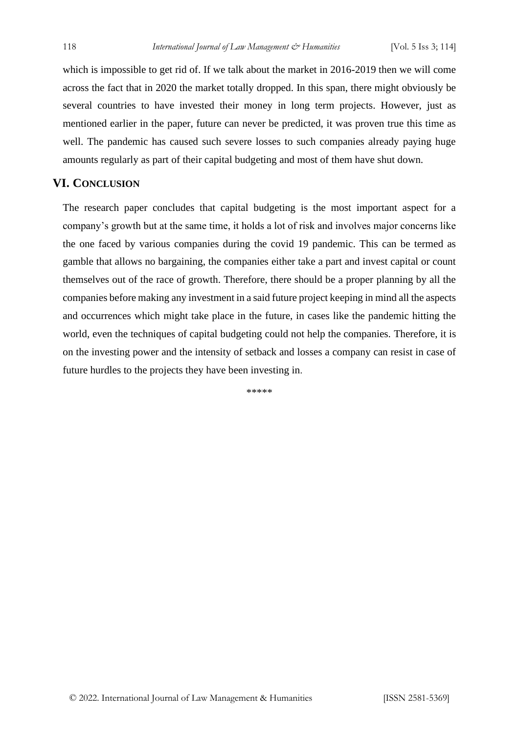which is impossible to get rid of. If we talk about the market in 2016-2019 then we will come across the fact that in 2020 the market totally dropped. In this span, there might obviously be several countries to have invested their money in long term projects. However, just as mentioned earlier in the paper, future can never be predicted, it was proven true this time as well. The pandemic has caused such severe losses to such companies already paying huge amounts regularly as part of their capital budgeting and most of them have shut down.

## VI. Conclusion

The research paper concludes that capital budgeting is the most important aspect for a company's growth but at the same time, it holds a lot of risk and involves major concerns like the one faced by various companies during the covid 19 pandemic. This can be termed as gamble that allows no bargaining, the companies either take a part and invest capital or count themselves out of the race of growth. Therefore, there should be a proper planning by all the companies before making any investment in a said future project keeping in mind all the aspects and occurrences which might take place in the future, in cases like the pandemic hitting the world, even the techniques of capital budgeting could not help the companies. Therefore, it is on the investing power and the intensity of setback and losses a company can resist in case of future hurdles to the projects they have been investing in.

*****